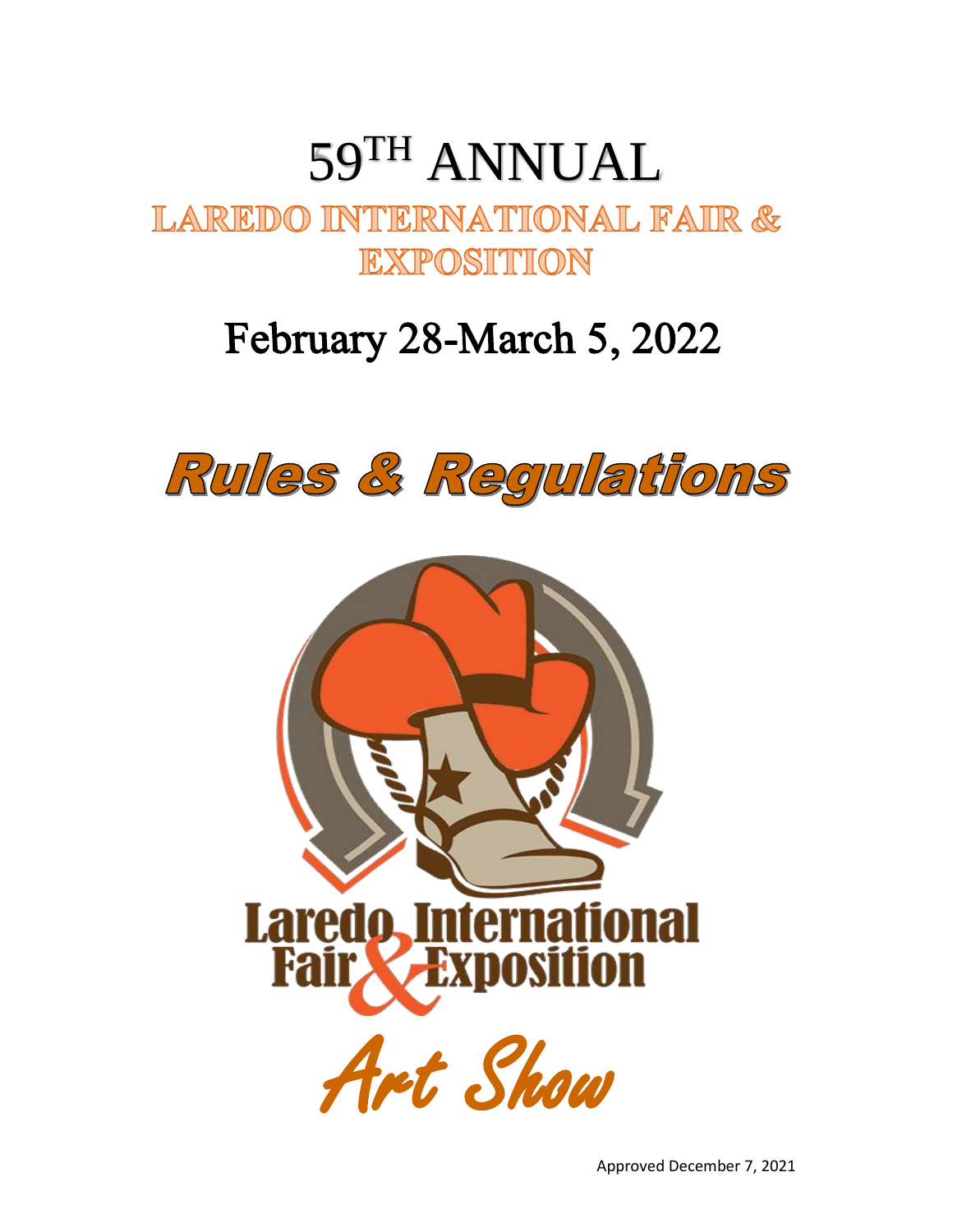# 59TH ANNUAL

## LAREDO INTERNATIONAL FAIR & EXPOSITION

## February 28-March 5, 2022

# Rules & Regulations

Laredo International Fair & Exposition

Art Show

Approved December 7, 2021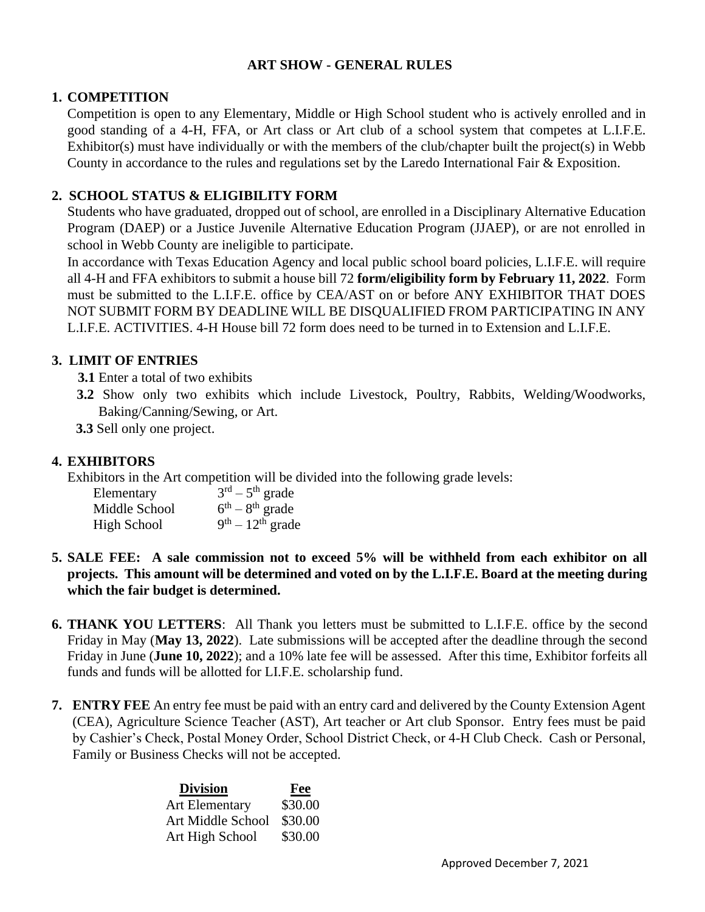# ART SHOW - GENERAL RULES

## 1. COMPETITION

Competition is open to any Elementary, Middle or High School student who is actively enrolled and in good standing of a 4-H, FFA, or Art class or Art club of a school system that competes at L.I.F.E. Exhibitor(s) must have individually or with the members of the club/chapter built the project(s) in Webb County in accordance to the rules and regulations set by the Laredo International Fair & Exposition.

## 2. SCHOOL STATUS & ELIGIBILITY FORM

Students who have graduated, dropped out of school, are enrolled in a Disciplinary Alternative Education Program (DAEP) or a Justice Juvenile Alternative Education Program (JJAEP), or are not enrolled in school in Webb County are ineligible to participate.

In accordance with Texas Education Agency and local public school board policies, L.I.F.E. will require all 4-H and FFA exhibitors to submit a house bill 72 **form/eligibility form by February 11, 2022**. Form must be submitted to the L.I.F.E. office by CEA/AST on or before ANY EXHIBITOR THAT DOES NOT SUBMIT FORM BY DEADLINE WILL BE DISQUALIFIED FROM PARTICIPATING IN ANY L.I.F.E. ACTIVITIES. 4-H House bill 72 form does need to be turned in to Extension and L.I.F.E.

## 3. LIMIT OF ENTRIES

**3.1** Enter a total of two exhibits

**3.2** Show only two exhibits which include Livestock, Poultry, Rabbits, Welding/Woodworks, Baking/Canning/Sewing, or Art.

**3.3** Sell only one project.

## 4. EXHIBITORS

Exhibitors in the Art competition will be divided into the following grade levels:

| | |
|---|---|
| Elementary | 3rd – 5th grade |
| Middle School | 6th – 8th grade |
| High School | 9th – 12th grade |

**5. SALE FEE: A sale commission not to exceed 5% will be withheld from each exhibitor on all projects. This amount will be determined and voted on by the L.I.F.E. Board at the meeting during which the fair budget is determined.**

**6. THANK YOU LETTERS**: All Thank you letters must be submitted to L.I.F.E. office by the second Friday in May (**May 13, 2022**). Late submissions will be accepted after the deadline through the second Friday in June (**June 10, 2022**); and a 10% late fee will be assessed. After this time, Exhibitor forfeits all funds and funds will be allotted for LI.F.E. scholarship fund.

**7. ENTRY FEE** An entry fee must be paid with an entry card and delivered by the County Extension Agent (CEA), Agriculture Science Teacher (AST), Art teacher or Art club Sponsor. Entry fees must be paid by Cashier's Check, Postal Money Order, School District Check, or 4-H Club Check. Cash or Personal, Family or Business Checks will not be accepted.

| Division | Fee |
|---|---|
| Art Elementary | $30.00 |
| Art Middle School | $30.00 |
| Art High School | $30.00 |

Approved December 7, 2021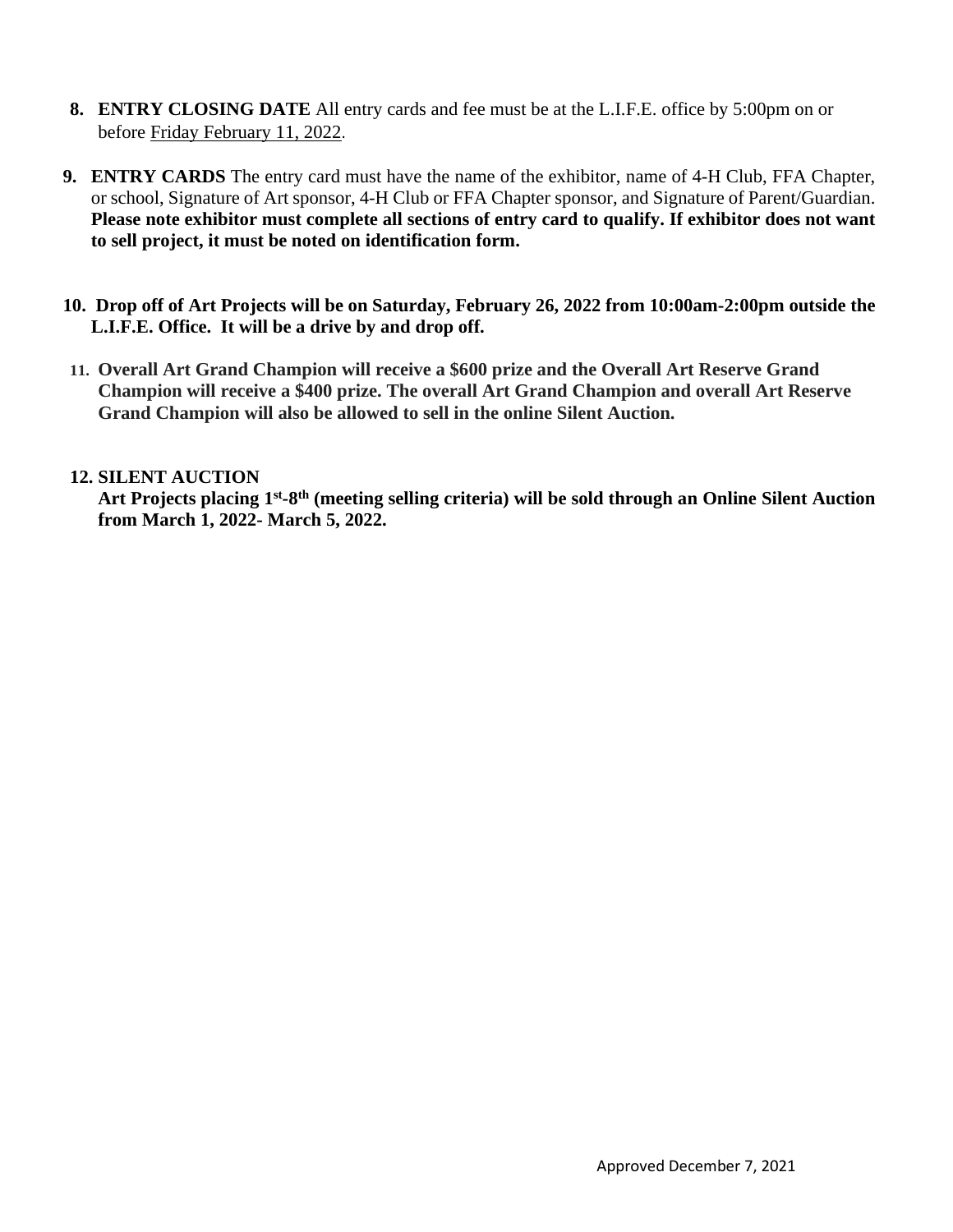8. **ENTRY CLOSING DATE** All entry cards and fee must be at the L.I.F.E. office by 5:00pm on or before Friday February 11, 2022.

9. **ENTRY CARDS** The entry card must have the name of the exhibitor, name of 4-H Club, FFA Chapter, or school, Signature of Art sponsor, 4-H Club or FFA Chapter sponsor, and Signature of Parent/Guardian. **Please note exhibitor must complete all sections of entry card to qualify. If exhibitor does not want to sell project, it must be noted on identification form.**

10. **Drop off of Art Projects will be on Saturday, February 26, 2022 from 10:00am-2:00pm outside the L.I.F.E. Office. It will be a drive by and drop off.**

11. **Overall Art Grand Champion will receive a $600 prize and the Overall Art Reserve Grand Champion will receive a $400 prize. The overall Art Grand Champion and overall Art Reserve Grand Champion will also be allowed to sell in the online Silent Auction.**

12. **SILENT AUCTION**
    **Art Projects placing 1st-8th (meeting selling criteria) will be sold through an Online Silent Auction from March 1, 2022- March 5, 2022.**

Approved December 7, 2021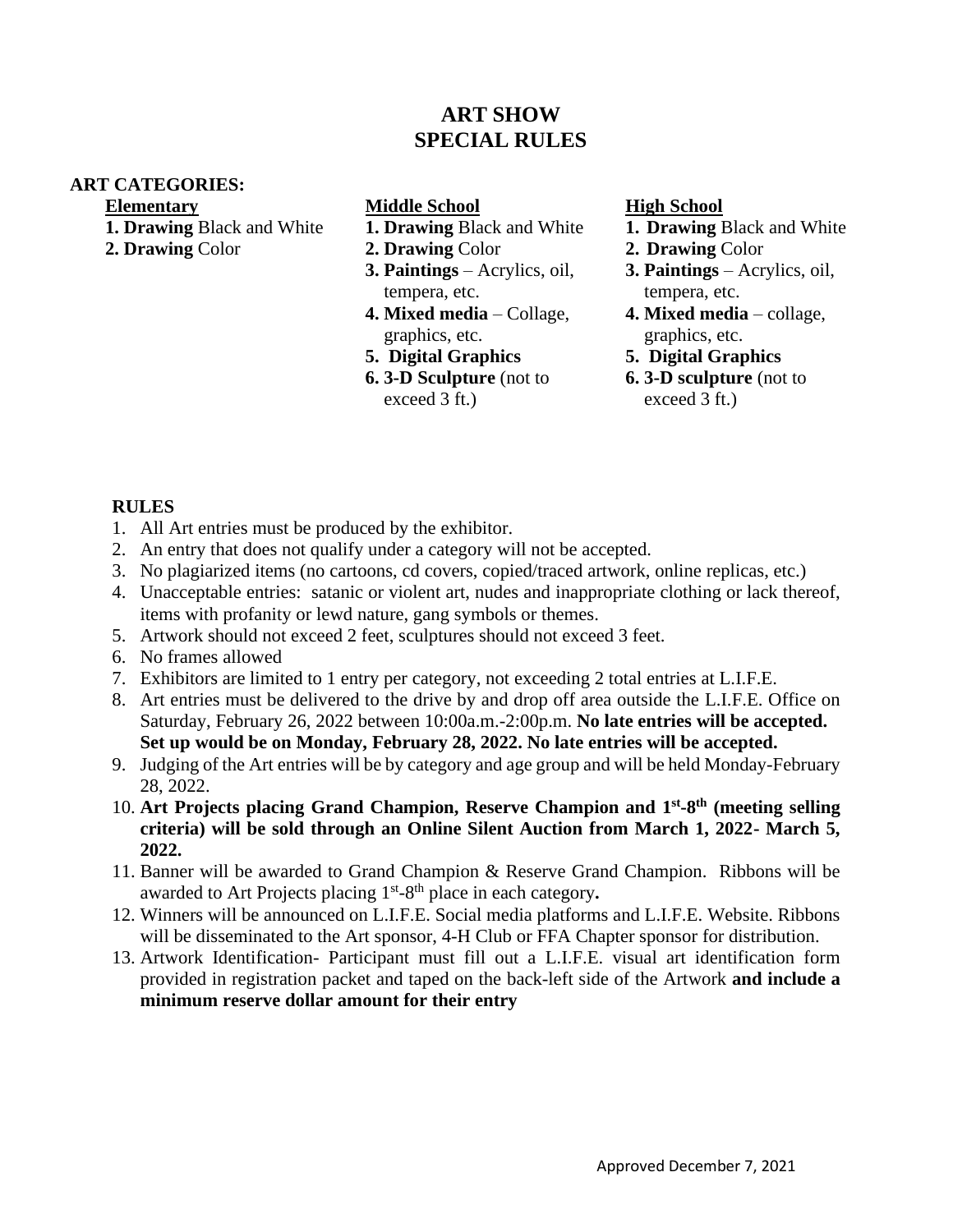# ART SHOW
# SPECIAL RULES

## ART CATEGORIES:

**Elementary**

1. **Drawing** Black and White
2. **Drawing** Color

**Middle School**

1. **Drawing** Black and White
2. **Drawing** Color
3. **Paintings** – Acrylics, oil, tempera, etc.
4. **Mixed media** – Collage, graphics, etc.
5. **Digital Graphics**
6. **3-D Sculpture** (not to exceed 3 ft.)

**High School**

1. **Drawing** Black and White
2. **Drawing** Color
3. **Paintings** – Acrylics, oil, tempera, etc.
4. **Mixed media** – collage, graphics, etc.
5. **Digital Graphics**
6. **3-D sculpture** (not to exceed 3 ft.)

## RULES

1. All Art entries must be produced by the exhibitor.
2. An entry that does not qualify under a category will not be accepted.
3. No plagiarized items (no cartoons, cd covers, copied/traced artwork, online replicas, etc.)
4. Unacceptable entries: satanic or violent art, nudes and inappropriate clothing or lack thereof, items with profanity or lewd nature, gang symbols or themes.
5. Artwork should not exceed 2 feet, sculptures should not exceed 3 feet.
6. No frames allowed
7. Exhibitors are limited to 1 entry per category, not exceeding 2 total entries at L.I.F.E.
8. Art entries must be delivered to the drive by and drop off area outside the L.I.F.E. Office on Saturday, February 26, 2022 between 10:00a.m.-2:00p.m. **No late entries will be accepted. Set up would be on Monday, February 28, 2022. No late entries will be accepted.**
9. Judging of the Art entries will be by category and age group and will be held Monday-February 28, 2022.
10. **Art Projects placing Grand Champion, Reserve Champion and 1st-8th (meeting selling criteria) will be sold through an Online Silent Auction from March 1, 2022- March 5, 2022.**
11. Banner will be awarded to Grand Champion & Reserve Grand Champion. Ribbons will be awarded to Art Projects placing 1st-8th place in each category**.**
12. Winners will be announced on L.I.F.E. Social media platforms and L.I.F.E. Website. Ribbons will be disseminated to the Art sponsor, 4-H Club or FFA Chapter sponsor for distribution.
13. Artwork Identification- Participant must fill out a L.I.F.E. visual art identification form provided in registration packet and taped on the back-left side of the Artwork **and include a minimum reserve dollar amount for their entry**

Approved December 7, 2021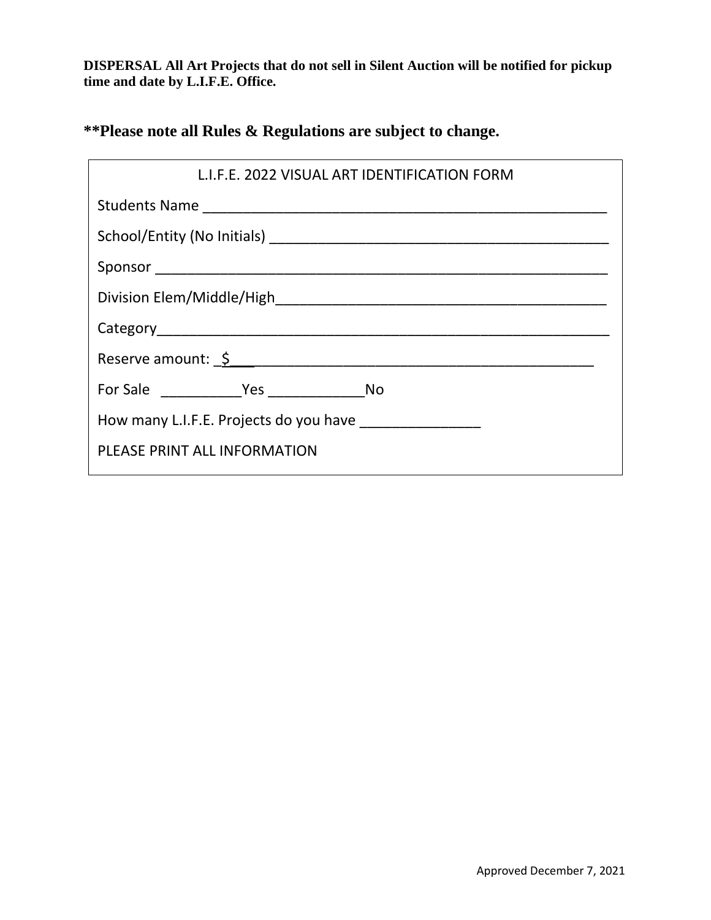**DISPERSAL All Art Projects that do not sell in Silent Auction will be notified for pickup time and date by L.I.F.E. Office.**

**\*\*Please note all Rules & Regulations are subject to change.**

L.I.F.E. 2022 VISUAL ART IDENTIFICATION FORM

Students Name ____________________________________________________

School/Entity (No Initials) ________________________________________

Sponsor _________________________________________________________

Division Elem/Middle/High_________________________________________

Category_________________________________________________________

Reserve amount: _$___________________________________________

For Sale __________Yes ____________No

How many L.I.F.E. Projects do you have _______________

PLEASE PRINT ALL INFORMATION

Approved December 7, 2021